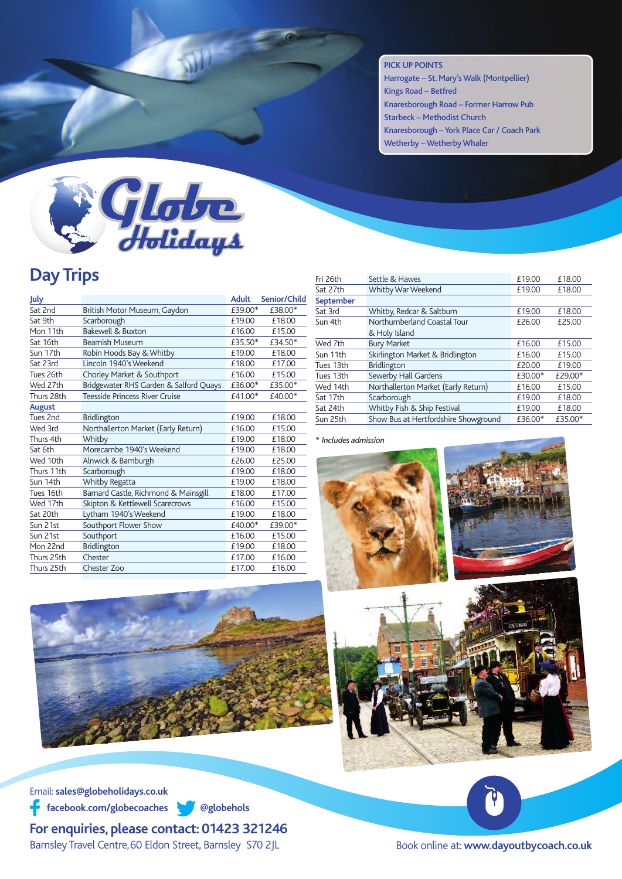**PICK UP POINTS**

- Harrogate – St. Mary's Walk (Montpellier)
- Kings Road – Betfred
- Knaresborough Road – Former Harrow Pub
- Starbeck – Methodist Church
- Knaresborough – York Place Car / Coach Park
- Wetherby – Wetherby Whaler

# Globe Holidays

## Day Trips

| July | | Adult | Senior/Child |
|---|---|---|---|
| Sat 2nd | British Motor Museum, Gaydon | £39.00* | £38.00* |
| Sat 9th | Scarborough | £19.00 | £18.00 |
| Mon 11th | Bakewell & Buxton | £16.00 | £15.00 |
| Sat 16th | Beamish Museum | £35.50* | £34.50* |
| Sun 17th | Robin Hoods Bay & Whitby | £19.00 | £18.00 |
| Sat 23rd | Lincoln 1940's Weekend | £18.00 | £17.00 |
| Tues 26th | Chorley Market & Southport | £16.00 | £15.00 |
| Wed 27th | Bridgewater RHS Garden & Salford Quays | £36.00* | £35.00* |
| Thurs 28th | Teesside Princess River Cruise | £41.00* | £40.00* |
| **August** | | | |
| Tues 2nd | Bridlington | £19.00 | £18.00 |
| Wed 3rd | Northallerton Market (Early Return) | £16.00 | £15.00 |
| Thurs 4th | Whitby | £19.00 | £18.00 |
| Sat 6th | Morecambe 1940's Weekend | £19.00 | £18.00 |
| Wed 10th | Alnwick & Bamburgh | £26.00 | £25.00 |
| Thurs 11th | Scarborough | £19.00 | £18.00 |
| Sun 14th | Whitby Regatta | £19.00 | £18.00 |
| Tues 16th | Barnard Castle, Richmond & Mainsgill | £18.00 | £17.00 |
| Wed 17th | Skipton & Kettlewell Scarecrows | £16.00 | £15.00 |
| Sat 20th | Lytham 1940's Weekend | £19.00 | £18.00 |
| Sun 21st | Southport Flower Show | £40.00* | £39.00* |
| Sun 21st | Southport | £16.00 | £15.00 |
| Mon 22nd | Bridlington | £19.00 | £18.00 |
| Thurs 25th | Chester | £17.00 | £16.00 |
| Thurs 25th | Chester Zoo | £17.00 | £16.00 |
| Fri 26th | Settle & Hawes | £19.00 | £18.00 |
| Sat 27th | Whitby War Weekend | £19.00 | £18.00 |
| **September** | | | |
| Sat 3rd | Whitby, Redcar & Saltburn | £19.00 | £18.00 |
| Sun 4th | Northumberland Coastal Tour & Holy Island | £26.00 | £25.00 |
| Wed 7th | Bury Market | £16.00 | £15.00 |
| Sun 11th | Skirlington Market & Bridlington | £16.00 | £15.00 |
| Tues 13th | Bridlington | £20.00 | £19.00 |
| Tues 13th | Sewerby Hall Gardens | £30.00* | £29.00* |
| Wed 14th | Northallerton Market (Early Return) | £16.00 | £15.00 |
| Sat 17th | Scarborough | £19.00 | £18.00 |
| Sat 24th | Whitby Fish & Ship Festival | £19.00 | £18.00 |
| Sun 25th | Show Bus at Hertfordshire Showground | £36.00* | £35.00* |

*\* Includes admission*

Email: **sales@globeholidays.co.uk**

**facebook.com/globecoaches** **@globehols**

**For enquiries, please contact: 01423 321246**

Barnsley Travel Centre, 60 Eldon Street, Barnsley S70 2JL

Book online at: **www.dayoutbycoach.co.uk**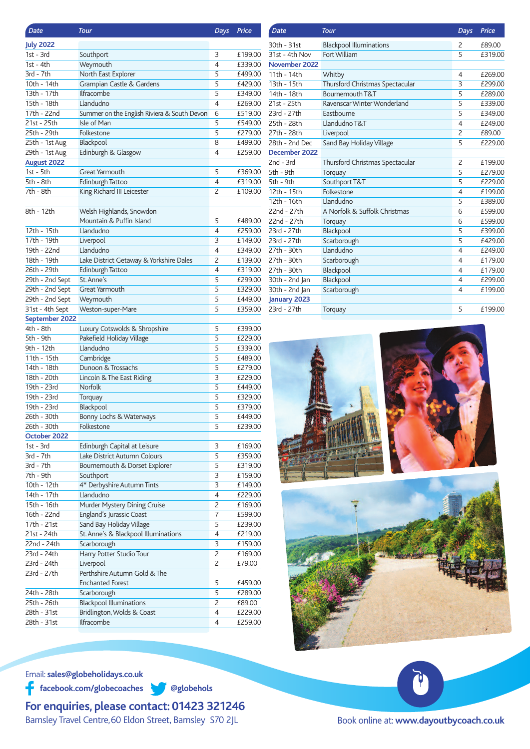| Date | Tour | Days | Price |
|---|---|---|---|
| **July 2022** | | | |
| 1st - 3rd | Southport | 3 | £199.00 |
| 1st - 4th | Weymouth | 4 | £339.00 |
| 3rd - 7th | North East Explorer | 5 | £499.00 |
| 10th - 14th | Grampian Castle & Gardens | 5 | £429.00 |
| 13th - 17th | Ilfracombe | 5 | £349.00 |
| 15th - 18th | Llandudno | 4 | £269.00 |
| 17th - 22nd | Summer on the English Riviera & South Devon | 6 | £519.00 |
| 21st - 25th | Isle of Man | 5 | £549.00 |
| 25th - 29th | Folkestone | 5 | £279.00 |
| 25th - 1st Aug | Blackpool | 8 | £499.00 |
| 29th - 1st Aug | Edinburgh & Glasgow | 4 | £259.00 |
| **August 2022** | | | |
| 1st - 5th | Great Yarmouth | 5 | £369.00 |
| 5th - 8th | Edinburgh Tattoo | 4 | £319.00 |
| 7th - 8th | King Richard III Leicester | 2 | £109.00 |
| 8th - 12th | Welsh Highlands, Snowdon Mountain & Puffin Island | 5 | £489.00 |
| 12th - 15th | Llandudno | 4 | £259.00 |
| 17th - 19th | Liverpool | 3 | £149.00 |
| 19th - 22nd | Llandudno | 4 | £349.00 |
| 18th - 19th | Lake District Getaway & Yorkshire Dales | 2 | £139.00 |
| 26th - 29th | Edinburgh Tattoo | 4 | £319.00 |
| 29th - 2nd Sept | St. Anne's | 5 | £299.00 |
| 29th - 2nd Sept | Great Yarmouth | 5 | £329.00 |
| 29th - 2nd Sept | Weymouth | 5 | £449.00 |
| 31st - 4th Sept | Weston-super-Mare | 5 | £359.00 |
| **September 2022** | | | |
| 4th - 8th | Luxury Cotswolds & Shropshire | 5 | £399.00 |
| 5th - 9th | Pakefield Holiday Village | 5 | £229.00 |
| 9th - 12th | Llandudno | 5 | £339.00 |
| 11th - 15th | Cambridge | 5 | £489.00 |
| 14th - 18th | Dunoon & Trossachs | 5 | £279.00 |
| 18th - 20th | Lincoln & The East Riding | 3 | £229.00 |
| 19th - 23rd | Norfolk | 5 | £449.00 |
| 19th - 23rd | Torquay | 5 | £329.00 |
| 19th - 23rd | Blackpool | 5 | £379.00 |
| 26th - 30th | Bonny Lochs & Waterways | 5 | £449.00 |
| 26th - 30th | Folkestone | 5 | £239.00 |
| **October 2022** | | | |
| 1st - 3rd | Edinburgh Capital at Leisure | 3 | £169.00 |
| 3rd - 7th | Lake District Autumn Colours | 5 | £359.00 |
| 3rd - 7th | Bournemouth & Dorset Explorer | 5 | £319.00 |
| 7th - 9th | Southport | 3 | £159.00 |
| 10th - 12th | 4* Derbyshire Autumn Tints | 3 | £149.00 |
| 14th - 17th | Llandudno | 4 | £229.00 |
| 15th - 16th | Murder Mystery Dining Cruise | 2 | £169.00 |
| 16th - 22nd | England's Jurassic Coast | 7 | £599.00 |
| 17th - 21st | Sand Bay Holiday Village | 5 | £239.00 |
| 21st - 24th | St. Anne's & Blackpool Illuminations | 4 | £219.00 |
| 22nd - 24th | Scarborough | 3 | £159.00 |
| 23rd - 24th | Harry Potter Studio Tour | 2 | £169.00 |
| 23rd - 24th | Liverpool | 2 | £79.00 |
| 23rd - 27th | Perthshire Autumn Gold & The Enchanted Forest | 5 | £459.00 |
| 24th - 28th | Scarborough | 5 | £289.00 |
| 25th - 26th | Blackpool Illuminations | 2 | £89.00 |
| 28th - 31st | Bridlington, Wolds & Coast | 4 | £229.00 |
| 28th - 31st | Ilfracombe | 4 | £259.00 |
| 30th - 31st | Blackpool Illuminations | 2 | £89.00 |
| 31st - 4th Nov | Fort William | 5 | £319.00 |
| **November 2022** | | | |
| 11th - 14th | Whitby | 4 | £269.00 |
| 13th - 15th | Thursford Christmas Spectacular | 3 | £299.00 |
| 14th - 18th | Bournemouth T&T | 5 | £289.00 |
| 21st - 25th | Ravenscar Winter Wonderland | 5 | £339.00 |
| 23rd - 27th | Eastbourne | 5 | £349.00 |
| 25th - 28th | Llandudno T&T | 4 | £249.00 |
| 27th - 28th | Liverpool | 2 | £89.00 |
| 28th - 2nd Dec | Sand Bay Holiday Village | 5 | £229.00 |
| **December 2022** | | | |
| 2nd - 3rd | Thursford Christmas Spectacular | 2 | £199.00 |
| 5th - 9th | Torquay | 5 | £279.00 |
| 5th - 9th | Southport T&T | 5 | £229.00 |
| 12th - 15th | Folkestone | 4 | £199.00 |
| 12th - 16th | Llandudno | 5 | £389.00 |
| 22nd - 27th | A Norfolk & Suffolk Christmas | 6 | £599.00 |
| 22nd - 27th | Torquay | 6 | £599.00 |
| 23rd - 27th | Blackpool | 5 | £399.00 |
| 23rd - 27th | Scarborough | 5 | £429.00 |
| 27th - 30th | Llandudno | 4 | £249.00 |
| 27th - 30th | Scarborough | 4 | £179.00 |
| 27th - 30th | Blackpool | 4 | £179.00 |
| 30th - 2nd Jan | Blackpool | 4 | £299.00 |
| 30th - 2nd Jan | Scarborough | 4 | £199.00 |
| **January 2023** | | | |
| 23rd - 27th | Torquay | 5 | £199.00 |

Email: **sales@globeholidays.co.uk**

**facebook.com/globecoaches** **@globehols**

**For enquiries, please contact: 01423 321246**

Barnsley Travel Centre, 60 Eldon Street, Barnsley S70 2JL

Book online at: **www.dayoutbycoach.co.uk**